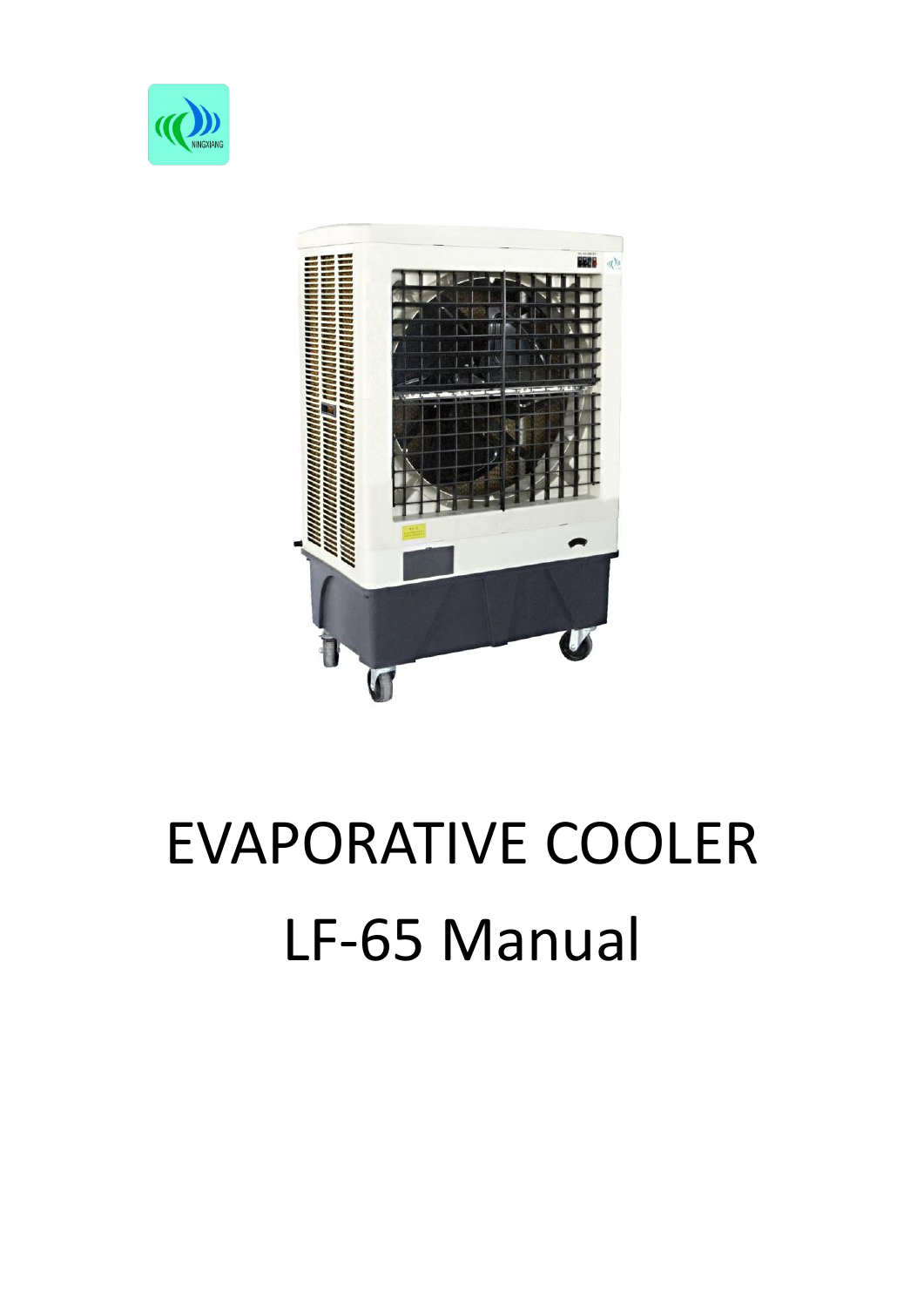# EVAPORATIVE COOLER

# LF-65 Manual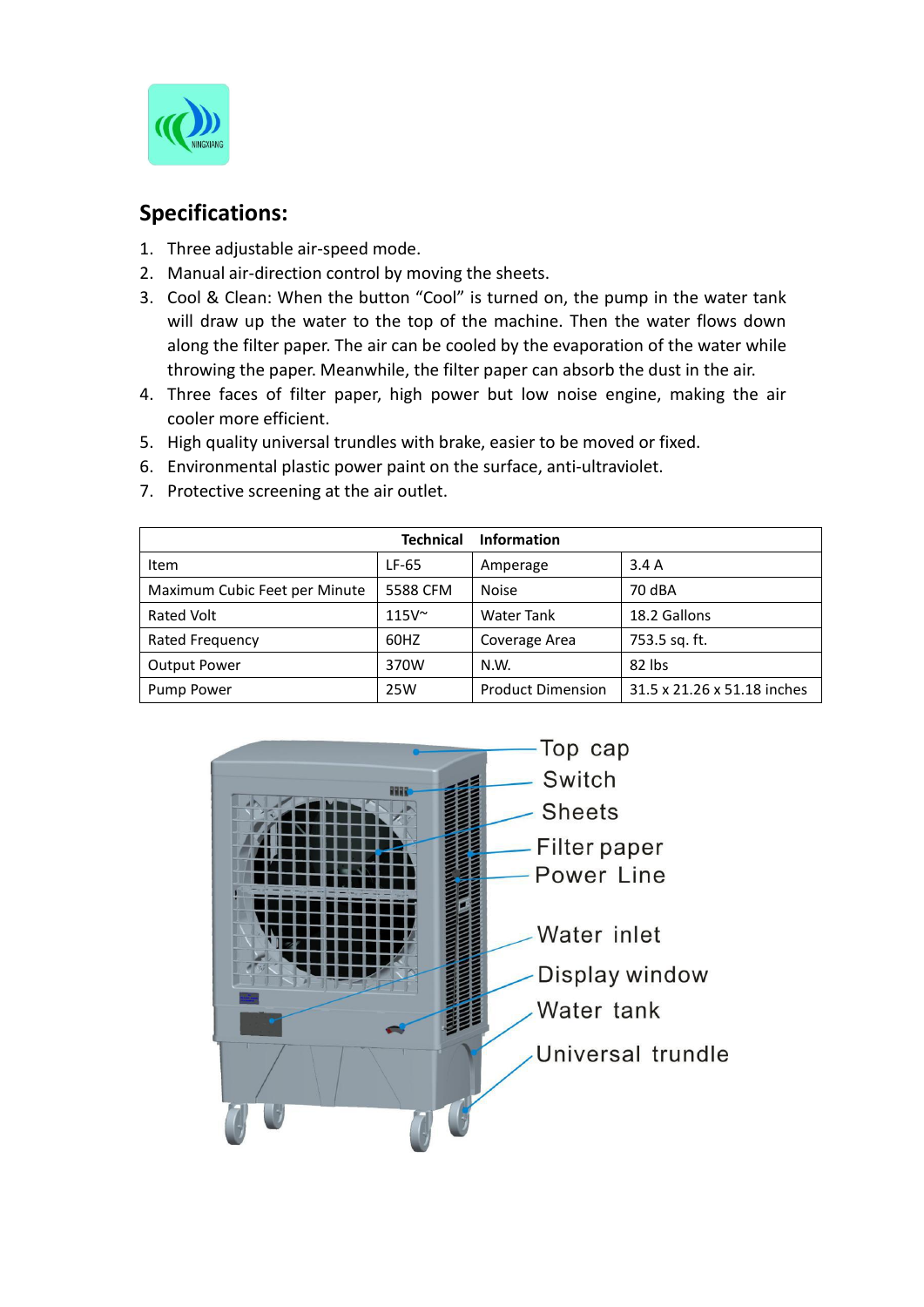## Specifications:

1. Three adjustable air-speed mode.
2. Manual air-direction control by moving the sheets.
3. Cool & Clean: When the button “Cool” is turned on, the pump in the water tank will draw up the water to the top of the machine. Then the water flows down along the filter paper. The air can be cooled by the evaporation of the water while throwing the paper. Meanwhile, the filter paper can absorb the dust in the air.
4. Three faces of filter paper, high power but low noise engine, making the air cooler more efficient.
5. High quality universal trundles with brake, easier to be moved or fixed.
6. Environmental plastic power paint on the surface, anti-ultraviolet.
7. Protective screening at the air outlet.

| **Technical Information** | | | |
|---|---|---|---|
| Item | LF-65 | Amperage | 3.4 A |
| Maximum Cubic Feet per Minute | 5588 CFM | Noise | 70 dBA |
| Rated Volt | 115V~ | Water Tank | 18.2 Gallons |
| Rated Frequency | 60HZ | Coverage Area | 753.5 sq. ft. |
| Output Power | 370W | N.W. | 82 lbs |
| Pump Power | 25W | Product Dimension | 31.5 x 21.26 x 51.18 inches |

Top cap
Switch
Sheets
Filter paper
Power Line
Water inlet
Display window
Water tank
Universal trundle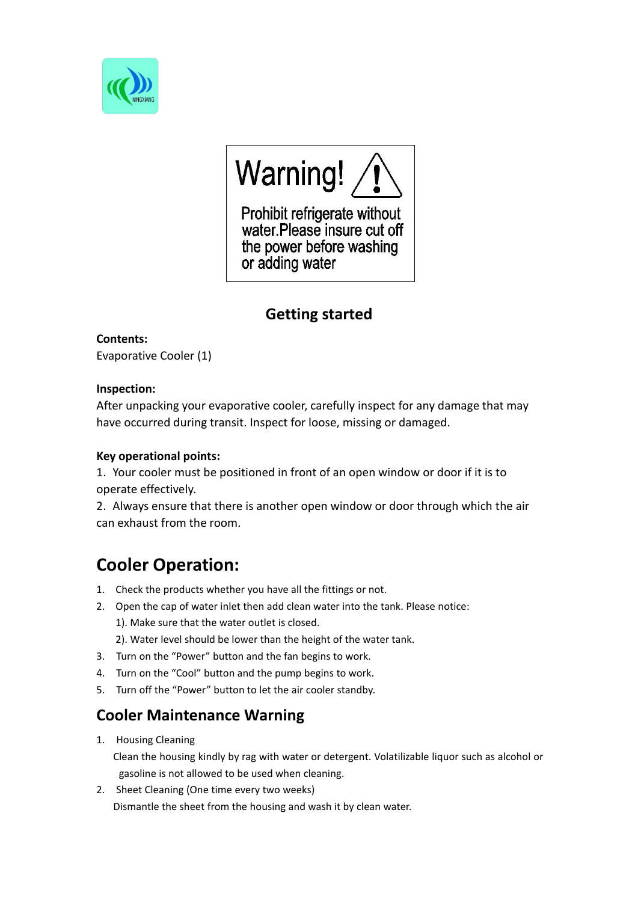**Warning!**

Prohibit refrigerate without water.Please insure cut off the power before washing or adding water

## Getting started

**Contents:**
Evaporative Cooler (1)

**Inspection:**
After unpacking your evaporative cooler, carefully inspect for any damage that may have occurred during transit. Inspect for loose, missing or damaged.

**Key operational points:**
1. Your cooler must be positioned in front of an open window or door if it is to operate effectively.
2. Always ensure that there is another open window or door through which the air can exhaust from the room.

# Cooler Operation:

1. Check the products whether you have all the fittings or not.
2. Open the cap of water inlet then add clean water into the tank. Please notice:
   1). Make sure that the water outlet is closed.
   2). Water level should be lower than the height of the water tank.
3. Turn on the "Power" button and the fan begins to work.
4. Turn on the "Cool" button and the pump begins to work.
5. Turn off the "Power" button to let the air cooler standby.

## Cooler Maintenance Warning

1. Housing Cleaning
   Clean the housing kindly by rag with water or detergent. Volatilizable liquor such as alcohol or gasoline is not allowed to be used when cleaning.
2. Sheet Cleaning (One time every two weeks)
   Dismantle the sheet from the housing and wash it by clean water.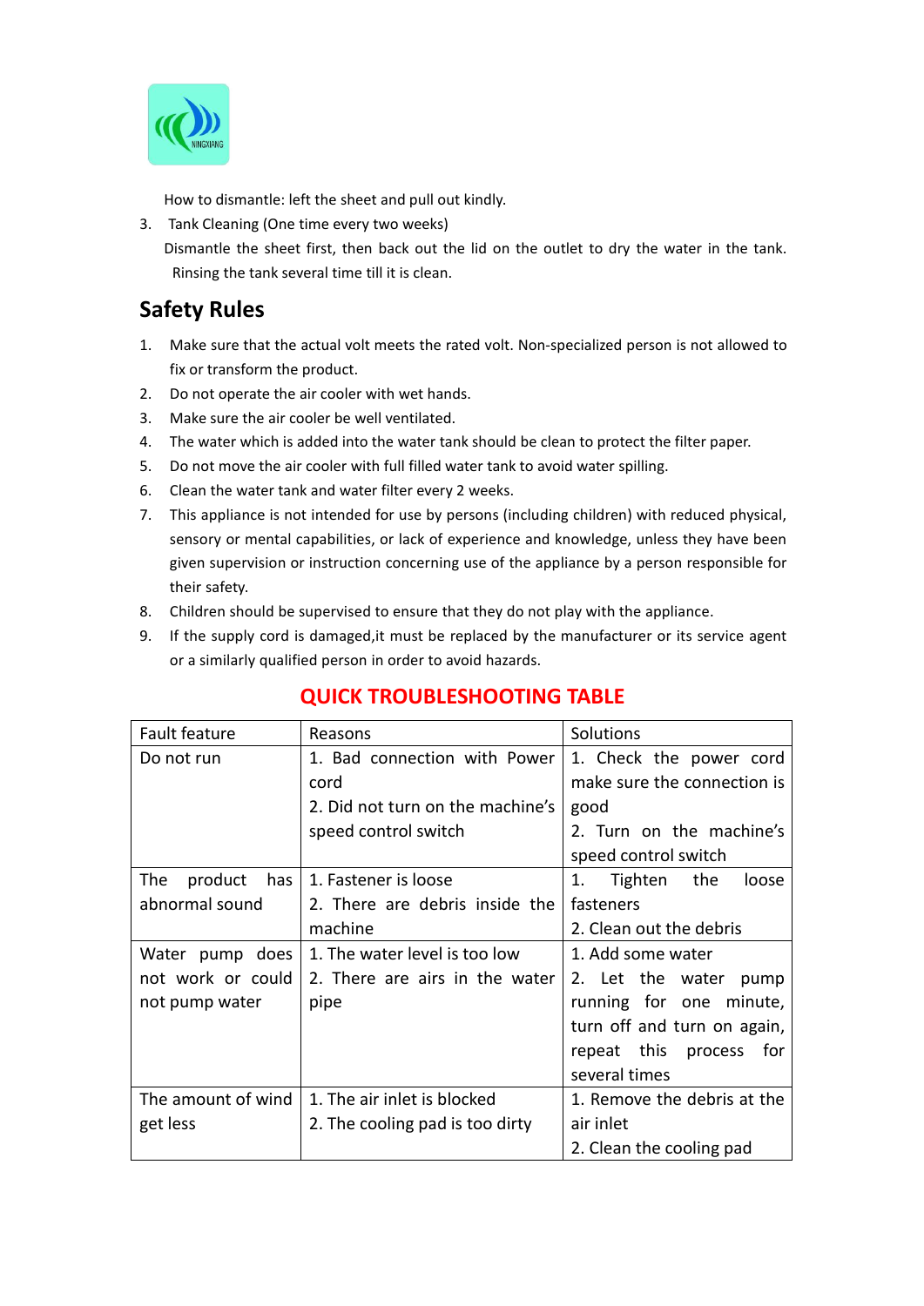How to dismantle: left the sheet and pull out kindly.

3. Tank Cleaning (One time every two weeks)

   Dismantle the sheet first, then back out the lid on the outlet to dry the water in the tank. Rinsing the tank several time till it is clean.

## Safety Rules

1. Make sure that the actual volt meets the rated volt. Non-specialized person is not allowed to fix or transform the product.
2. Do not operate the air cooler with wet hands.
3. Make sure the air cooler be well ventilated.
4. The water which is added into the water tank should be clean to protect the filter paper.
5. Do not move the air cooler with full filled water tank to avoid water spilling.
6. Clean the water tank and water filter every 2 weeks.
7. This appliance is not intended for use by persons (including children) with reduced physical, sensory or mental capabilities, or lack of experience and knowledge, unless they have been given supervision or instruction concerning use of the appliance by a person responsible for their safety.
8. Children should be supervised to ensure that they do not play with the appliance.
9. If the supply cord is damaged,it must be replaced by the manufacturer or its service agent or a similarly qualified person in order to avoid hazards.

## QUICK TROUBLESHOOTING TABLE

| Fault feature | Reasons | Solutions |
|---|---|---|
| Do not run | 1. Bad connection with Power cord<br>2. Did not turn on the machine's speed control switch | 1. Check the power cord make sure the connection is good<br>2. Turn on the machine's speed control switch |
| The product has abnormal sound | 1. Fastener is loose<br>2. There are debris inside the machine | 1. Tighten the loose fasteners<br>2. Clean out the debris |
| Water pump does not work or could not pump water | 1. The water level is too low<br>2. There are airs in the water pipe | 1. Add some water<br>2. Let the water pump running for one minute, turn off and turn on again, repeat this process for several times |
| The amount of wind get less | 1. The air inlet is blocked<br>2. The cooling pad is too dirty | 1. Remove the debris at the air inlet<br>2. Clean the cooling pad |